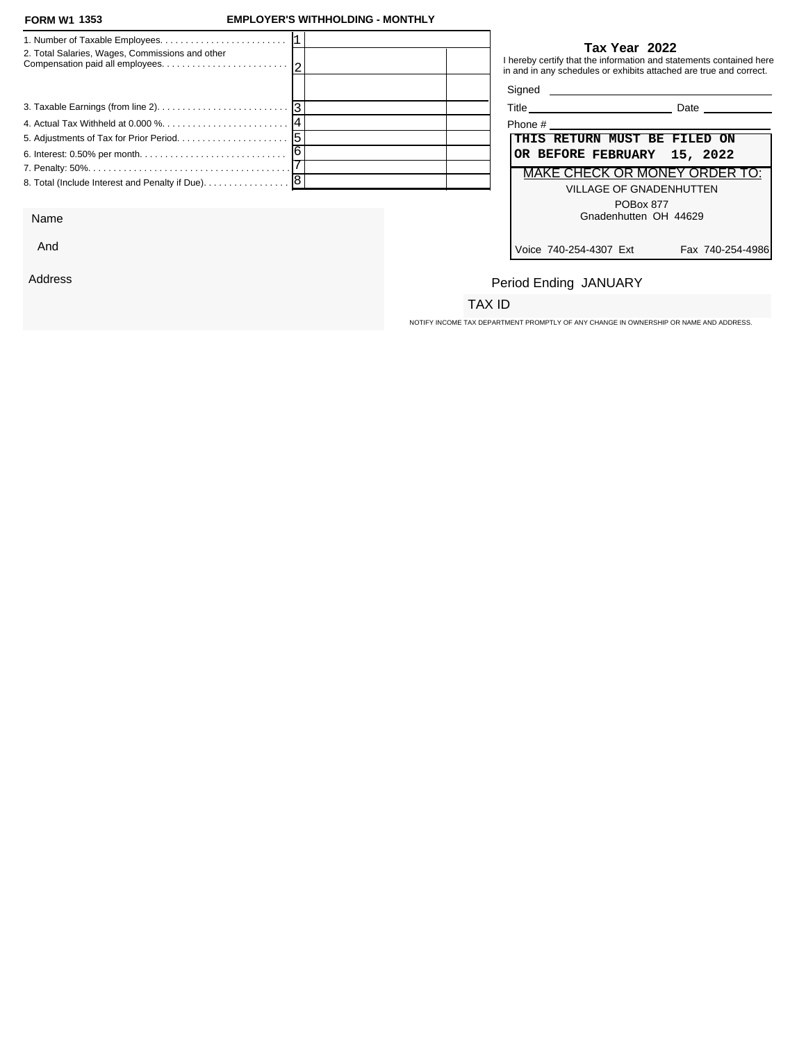**FORM W1 1353** **EMPLOYER'S WITHHOLDING - MONTHLY**

| Line | | | |
|---|---|---|---|
| 1. Number of Taxable Employees. | 1 | | |
| 2. Total Salaries, Wages, Commissions and other Compensation paid all employees. | 2 | | |
| | | | |
| 3. Taxable Earnings (from line 2). | 3 | | |
| 4. Actual Tax Withheld at 0.000 %. | 4 | | |
| 5. Adjustments of Tax for Prior Period. | 5 | | |
| 6. Interest: 0.50% per month. | 6 | | |
| 7. Penalty: 50%. | 7 | | |
| 8. Total (Include Interest and Penalty if Due). | 8 | | |

**Tax Year 2022**

I hereby certify that the information and statements contained here in and in any schedules or exhibits attached are true and correct.

Signed ______________________

Title ______________________ Date ____________

Phone # ______________________

**THIS RETURN MUST BE FILED ON OR BEFORE FEBRUARY 15, 2022**

MAKE CHECK OR MONEY ORDER TO:

VILLAGE OF GNADENHUTTEN
POBox 877
Gnadenhutten OH 44629

Voice 740-254-4307 Ext Fax 740-254-4986

Name

And

Address

Period Ending JANUARY

TAX ID

NOTIFY INCOME TAX DEPARTMENT PROMPTLY OF ANY CHANGE IN OWNERSHIP OR NAME AND ADDRESS.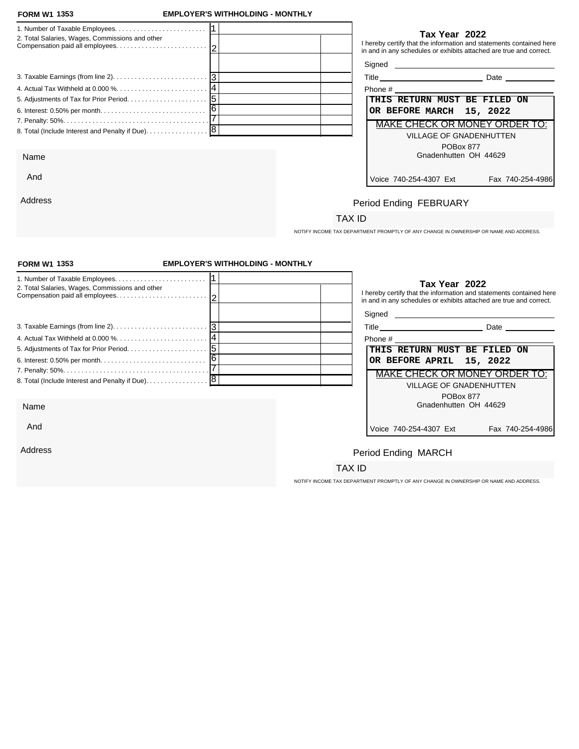**FORM W1 1353** **EMPLOYER'S WITHHOLDING - MONTHLY**

| Line | Description | No. | Amount | |
|---|---|---|---|---|
| 1. | Number of Taxable Employees | 1 | | |
| 2. | Total Salaries, Wages, Commissions and other Compensation paid all employees | 2 | | |
| | | | | |
| 3. | Taxable Earnings (from line 2) | 3 | | |
| 4. | Actual Tax Withheld at 0.000 % | 4 | | |
| 5. | Adjustments of Tax for Prior Period | 5 | | |
| 6. | Interest: 0.50% per month | 6 | | |
| 7. | Penalty: 50% | 7 | | |
| 8. | Total (Include Interest and Penalty if Due) | 8 | | |

**Tax Year 2022**

I hereby certify that the information and statements contained here in and in any schedules or exhibits attached are true and correct.

Signed ______________________

Title ______________________ Date __________

Phone # ______________________

**THIS RETURN MUST BE FILED ON OR BEFORE MARCH 15, 2022**

MAKE CHECK OR MONEY ORDER TO:

VILLAGE OF GNADENHUTTEN
POBox 877
Gnadenhutten OH 44629

Voice 740-254-4307 Ext Fax 740-254-4986

Name

And

Address

Period Ending FEBRUARY

TAX ID

NOTIFY INCOME TAX DEPARTMENT PROMPTLY OF ANY CHANGE IN OWNERSHIP OR NAME AND ADDRESS.

---

**FORM W1 1353** **EMPLOYER'S WITHHOLDING - MONTHLY**

| Line | Description | No. | Amount | |
|---|---|---|---|---|
| 1. | Number of Taxable Employees | 1 | | |
| 2. | Total Salaries, Wages, Commissions and other Compensation paid all employees | 2 | | |
| | | | | |
| 3. | Taxable Earnings (from line 2) | 3 | | |
| 4. | Actual Tax Withheld at 0.000 % | 4 | | |
| 5. | Adjustments of Tax for Prior Period | 5 | | |
| 6. | Interest: 0.50% per month | 6 | | |
| 7. | Penalty: 50% | 7 | | |
| 8. | Total (Include Interest and Penalty if Due) | 8 | | |

**Tax Year 2022**

I hereby certify that the information and statements contained here in and in any schedules or exhibits attached are true and correct.

Signed ______________________

Title ______________________ Date __________

Phone # ______________________

**THIS RETURN MUST BE FILED ON OR BEFORE APRIL 15, 2022**

MAKE CHECK OR MONEY ORDER TO:

VILLAGE OF GNADENHUTTEN
POBox 877
Gnadenhutten OH 44629

Voice 740-254-4307 Ext Fax 740-254-4986

Name

And

Address

Period Ending MARCH

TAX ID

NOTIFY INCOME TAX DEPARTMENT PROMPTLY OF ANY CHANGE IN OWNERSHIP OR NAME AND ADDRESS.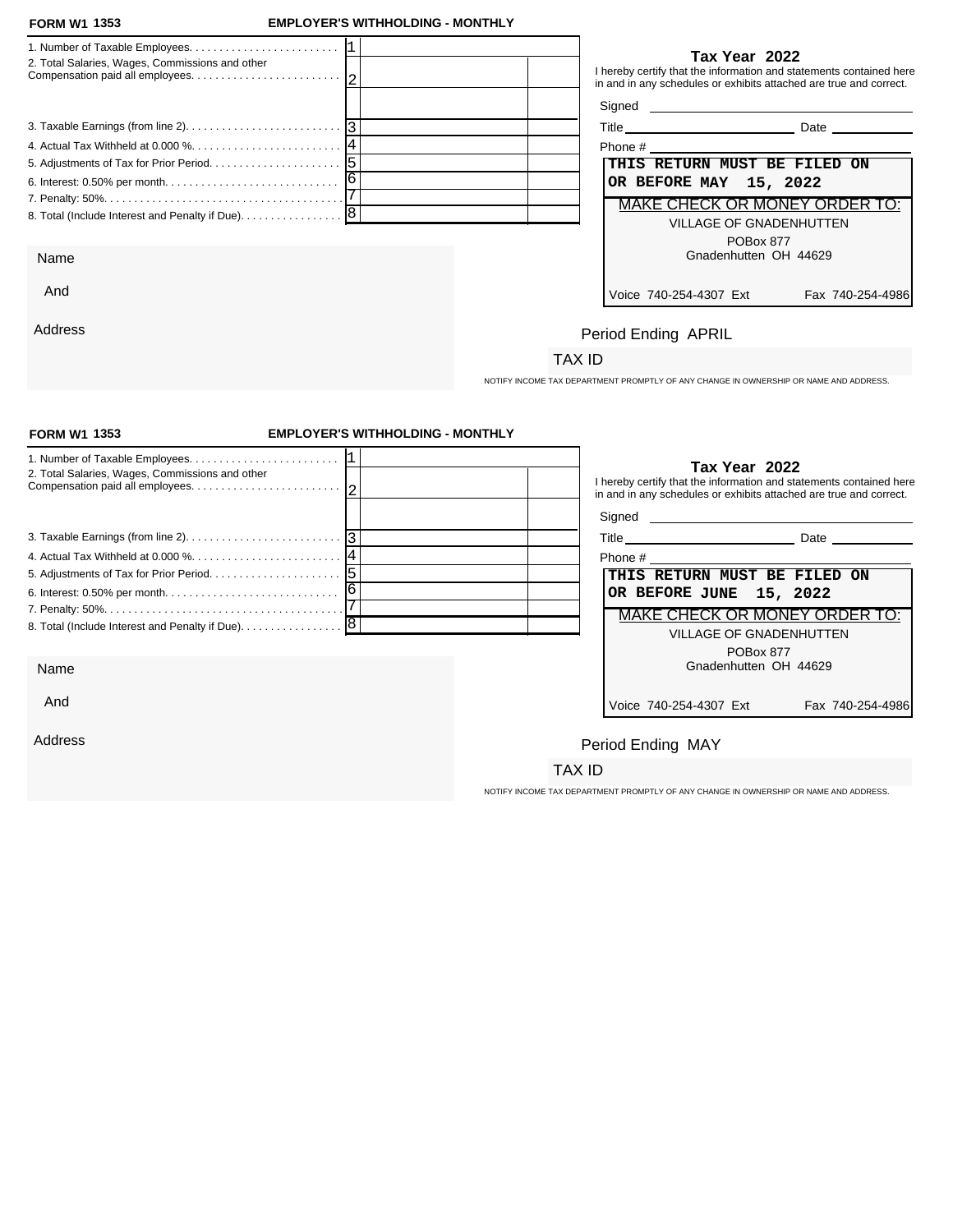**FORM W1 1353** **EMPLOYER'S WITHHOLDING - MONTHLY**

| | | | |
|---|---|---|---|
| 1. Number of Taxable Employees. | 1 | | |
| 2. Total Salaries, Wages, Commissions and other Compensation paid all employees. | 2 | | |
| | | | |
| 3. Taxable Earnings (from line 2). | 3 | | |
| 4. Actual Tax Withheld at 0.000 %. | 4 | | |
| 5. Adjustments of Tax for Prior Period. | 5 | | |
| 6. Interest: 0.50% per month. | 6 | | |
| 7. Penalty: 50%. | 7 | | |
| 8. Total (Include Interest and Penalty if Due). | 8 | | |

**Tax Year 2022**

I hereby certify that the information and statements contained here in and in any schedules or exhibits attached are true and correct.

Signed ______________________

Title ______________________ Date ____________

Phone # ______________________

**THIS RETURN MUST BE FILED ON OR BEFORE MAY 15, 2022**

MAKE CHECK OR MONEY ORDER TO:

VILLAGE OF GNADENHUTTEN
POBox 877
Gnadenhutten OH 44629

Voice 740-254-4307 Ext Fax 740-254-4986

Name

And

Address

Period Ending APRIL

TAX ID

NOTIFY INCOME TAX DEPARTMENT PROMPTLY OF ANY CHANGE IN OWNERSHIP OR NAME AND ADDRESS.

---

**FORM W1 1353** **EMPLOYER'S WITHHOLDING - MONTHLY**

| | | | |
|---|---|---|---|
| 1. Number of Taxable Employees. | 1 | | |
| 2. Total Salaries, Wages, Commissions and other Compensation paid all employees. | 2 | | |
| | | | |
| 3. Taxable Earnings (from line 2). | 3 | | |
| 4. Actual Tax Withheld at 0.000 %. | 4 | | |
| 5. Adjustments of Tax for Prior Period. | 5 | | |
| 6. Interest: 0.50% per month. | 6 | | |
| 7. Penalty: 50%. | 7 | | |
| 8. Total (Include Interest and Penalty if Due). | 8 | | |

**Tax Year 2022**

I hereby certify that the information and statements contained here in and in any schedules or exhibits attached are true and correct.

Signed ______________________

Title ______________________ Date ____________

Phone # ______________________

**THIS RETURN MUST BE FILED ON OR BEFORE JUNE 15, 2022**

MAKE CHECK OR MONEY ORDER TO:

VILLAGE OF GNADENHUTTEN
POBox 877
Gnadenhutten OH 44629

Voice 740-254-4307 Ext Fax 740-254-4986

Name

And

Address

Period Ending MAY

TAX ID

NOTIFY INCOME TAX DEPARTMENT PROMPTLY OF ANY CHANGE IN OWNERSHIP OR NAME AND ADDRESS.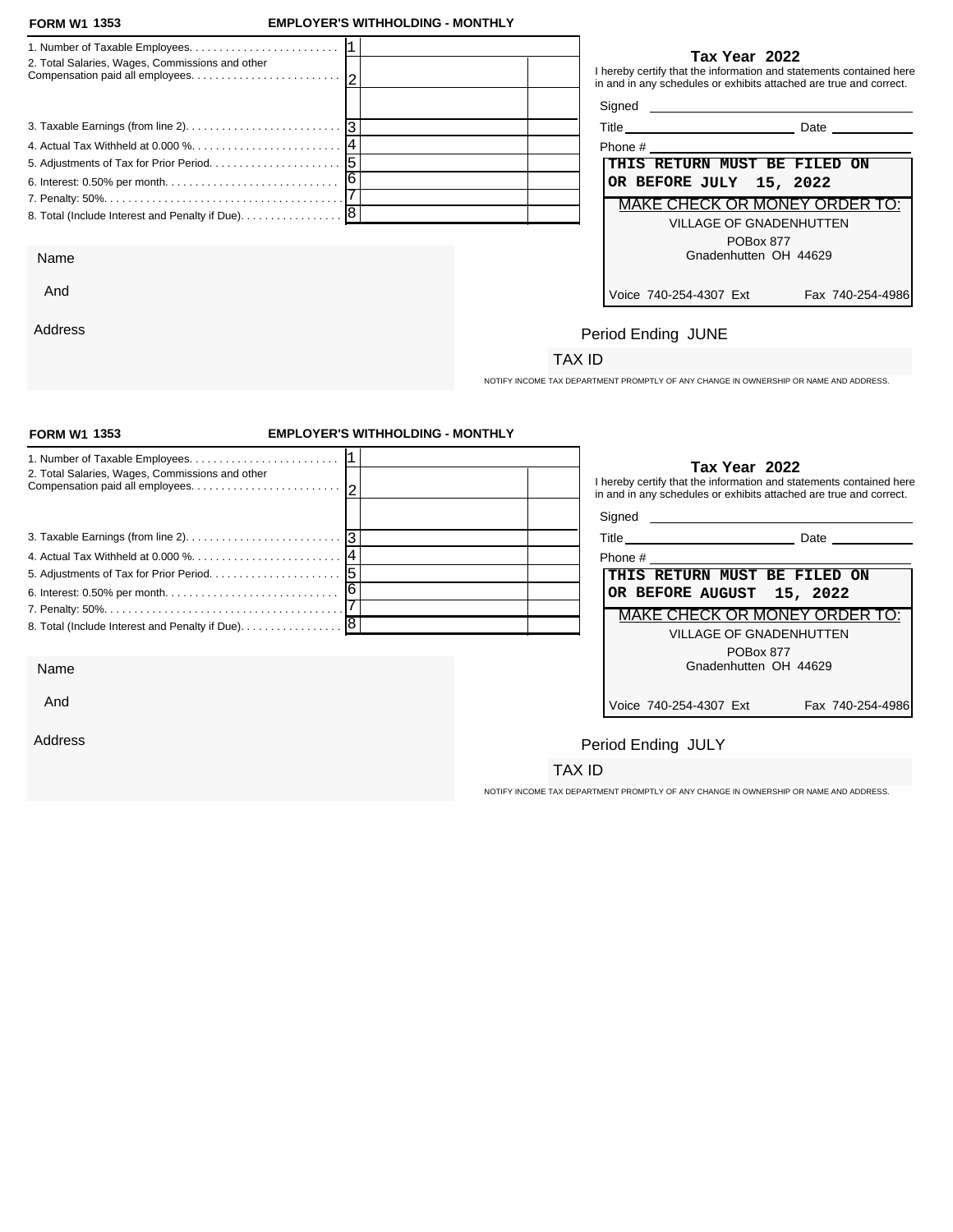**FORM W1 1353** **EMPLOYER'S WITHHOLDING - MONTHLY**

| | | | |
|---|---|---|---|
| 1. Number of Taxable Employees. | 1 | | |
| 2. Total Salaries, Wages, Commissions and other Compensation paid all employees. | 2 | | |
| | | | |
| 3. Taxable Earnings (from line 2). | 3 | | |
| 4. Actual Tax Withheld at 0.000 %. | 4 | | |
| 5. Adjustments of Tax for Prior Period. | 5 | | |
| 6. Interest: 0.50% per month. | 6 | | |
| 7. Penalty: 50%. | 7 | | |
| 8. Total (Include Interest and Penalty if Due). | 8 | | |

**Tax Year 2022**

I hereby certify that the information and statements contained here in and in any schedules or exhibits attached are true and correct.

Signed ______________________

Title ______________________ Date ____________

Phone # ______________________

**THIS RETURN MUST BE FILED ON OR BEFORE JULY 15, 2022**

MAKE CHECK OR MONEY ORDER TO:

VILLAGE OF GNADENHUTTEN
POBox 877
Gnadenhutten OH 44629

Voice 740-254-4307 Ext Fax 740-254-4986

Name

And

Address

Period Ending JUNE

TAX ID

NOTIFY INCOME TAX DEPARTMENT PROMPTLY OF ANY CHANGE IN OWNERSHIP OR NAME AND ADDRESS.

---

**FORM W1 1353** **EMPLOYER'S WITHHOLDING - MONTHLY**

| | | | |
|---|---|---|---|
| 1. Number of Taxable Employees. | 1 | | |
| 2. Total Salaries, Wages, Commissions and other Compensation paid all employees. | 2 | | |
| | | | |
| 3. Taxable Earnings (from line 2). | 3 | | |
| 4. Actual Tax Withheld at 0.000 %. | 4 | | |
| 5. Adjustments of Tax for Prior Period. | 5 | | |
| 6. Interest: 0.50% per month. | 6 | | |
| 7. Penalty: 50%. | 7 | | |
| 8. Total (Include Interest and Penalty if Due). | 8 | | |

**Tax Year 2022**

I hereby certify that the information and statements contained here in and in any schedules or exhibits attached are true and correct.

Signed ______________________

Title ______________________ Date ____________

Phone # ______________________

**THIS RETURN MUST BE FILED ON OR BEFORE AUGUST 15, 2022**

MAKE CHECK OR MONEY ORDER TO:

VILLAGE OF GNADENHUTTEN
POBox 877
Gnadenhutten OH 44629

Voice 740-254-4307 Ext Fax 740-254-4986

Name

And

Address

Period Ending JULY

TAX ID

NOTIFY INCOME TAX DEPARTMENT PROMPTLY OF ANY CHANGE IN OWNERSHIP OR NAME AND ADDRESS.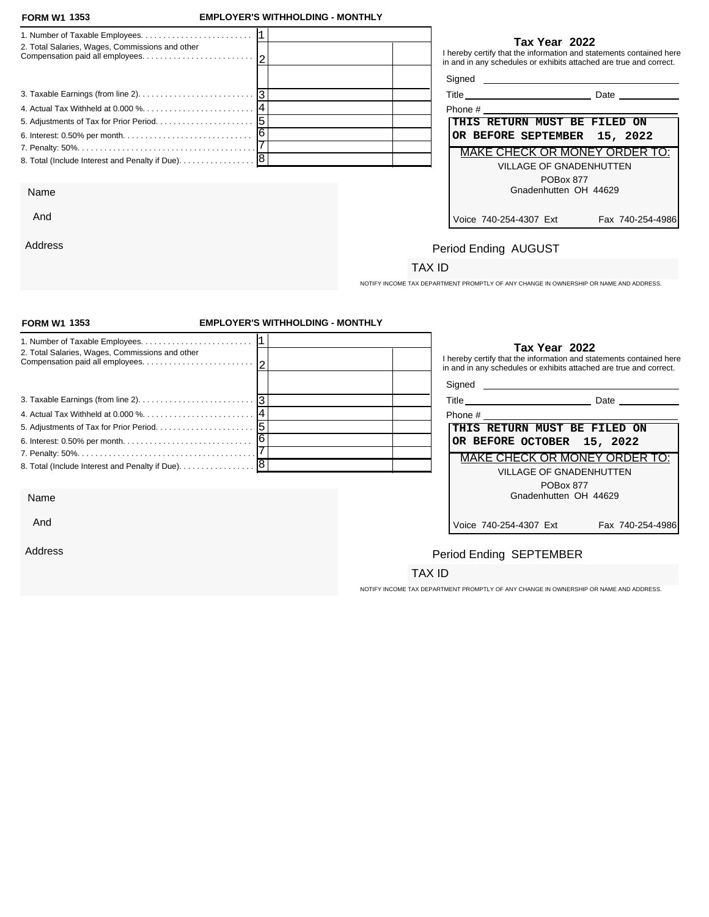**FORM W1 1353** **EMPLOYER'S WITHHOLDING - MONTHLY**

| Line | | | |
|---|---|---|---|
| 1. Number of Taxable Employees. | 1 | | |
| 2. Total Salaries, Wages, Commissions and other Compensation paid all employees. | 2 | | |
| | | | |
| 3. Taxable Earnings (from line 2). | 3 | | |
| 4. Actual Tax Withheld at 0.000 %. | 4 | | |
| 5. Adjustments of Tax for Prior Period. | 5 | | |
| 6. Interest: 0.50% per month. | 6 | | |
| 7. Penalty: 50%. | 7 | | |
| 8. Total (Include Interest and Penalty if Due). | 8 | | |

**Tax Year 2022**

I hereby certify that the information and statements contained here in and in any schedules or exhibits attached are true and correct.

Signed ______________________

Title ______________________ Date ____________

Phone # ______________________

**THIS RETURN MUST BE FILED ON OR BEFORE SEPTEMBER 15, 2022**

MAKE CHECK OR MONEY ORDER TO:

VILLAGE OF GNADENHUTTEN
POBox 877
Gnadenhutten OH 44629

Voice 740-254-4307 Ext Fax 740-254-4986

Name

And

Address

Period Ending AUGUST

TAX ID

NOTIFY INCOME TAX DEPARTMENT PROMPTLY OF ANY CHANGE IN OWNERSHIP OR NAME AND ADDRESS.

---

**FORM W1 1353** **EMPLOYER'S WITHHOLDING - MONTHLY**

| Line | | | |
|---|---|---|---|
| 1. Number of Taxable Employees. | 1 | | |
| 2. Total Salaries, Wages, Commissions and other Compensation paid all employees. | 2 | | |
| | | | |
| 3. Taxable Earnings (from line 2). | 3 | | |
| 4. Actual Tax Withheld at 0.000 %. | 4 | | |
| 5. Adjustments of Tax for Prior Period. | 5 | | |
| 6. Interest: 0.50% per month. | 6 | | |
| 7. Penalty: 50%. | 7 | | |
| 8. Total (Include Interest and Penalty if Due). | 8 | | |

**Tax Year 2022**

I hereby certify that the information and statements contained here in and in any schedules or exhibits attached are true and correct.

Signed ______________________

Title ______________________ Date ____________

Phone # ______________________

**THIS RETURN MUST BE FILED ON OR BEFORE OCTOBER 15, 2022**

MAKE CHECK OR MONEY ORDER TO:

VILLAGE OF GNADENHUTTEN
POBox 877
Gnadenhutten OH 44629

Voice 740-254-4307 Ext Fax 740-254-4986

Name

And

Address

Period Ending SEPTEMBER

TAX ID

NOTIFY INCOME TAX DEPARTMENT PROMPTLY OF ANY CHANGE IN OWNERSHIP OR NAME AND ADDRESS.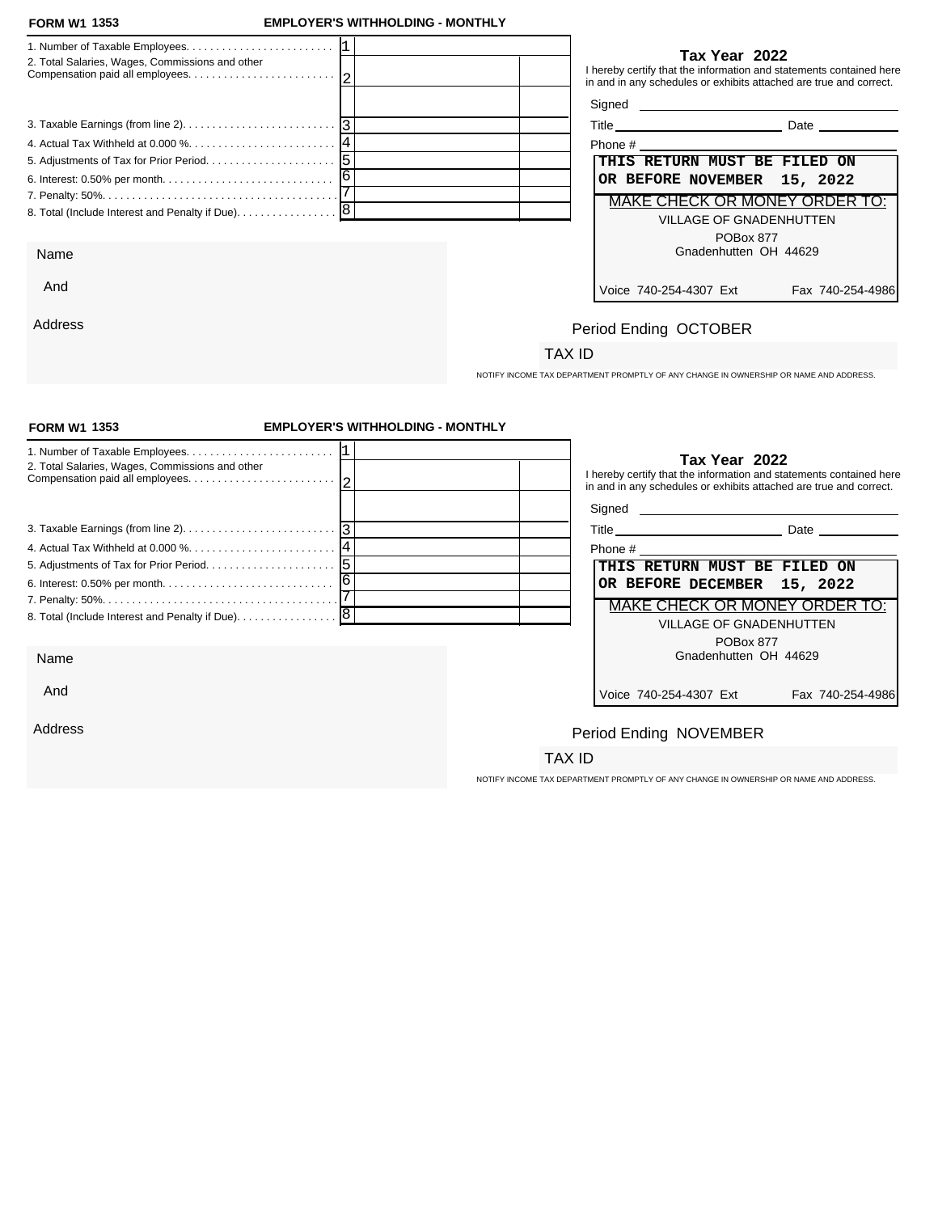**FORM W1 1353** **EMPLOYER'S WITHHOLDING - MONTHLY**

| | | | |
|---|---|---|---|
| 1. Number of Taxable Employees. . . . . . . . . . . . . . . . . . . . . . . . | 1 | | |
| 2. Total Salaries, Wages, Commissions and other Compensation paid all employees. . . . . . . . . . . . . . . . . . . . . . . . | 2 | | |
| | | | |
| 3. Taxable Earnings (from line 2). . . . . . . . . . . . . . . . . . . . . . . . . | 3 | | |
| 4. Actual Tax Withheld at 0.000 %. . . . . . . . . . . . . . . . . . . . . . . . | 4 | | |
| 5. Adjustments of Tax for Prior Period. . . . . . . . . . . . . . . . . . . . . | 5 | | |
| 6. Interest: 0.50% per month. . . . . . . . . . . . . . . . . . . . . . . . . . . . | 6 | | |
| 7. Penalty: 50%. . . . . . . . . . . . . . . . . . . . . . . . . . . . . . . . . . . . . . . | 7 | | |
| 8. Total (Include Interest and Penalty if Due). . . . . . . . . . . . . . . . | 8 | | |

**Tax Year 2022**

I hereby certify that the information and statements contained here in and in any schedules or exhibits attached are true and correct.

Signed ______________________

Title ______________________ Date ____________

Phone # ______________________

**THIS RETURN MUST BE FILED ON OR BEFORE NOVEMBER 15, 2022**

MAKE CHECK OR MONEY ORDER TO:

VILLAGE OF GNADENHUTTEN
POBox 877
Gnadenhutten OH 44629

Voice 740-254-4307 Ext Fax 740-254-4986

Name

And

Address

Period Ending OCTOBER

TAX ID

NOTIFY INCOME TAX DEPARTMENT PROMPTLY OF ANY CHANGE IN OWNERSHIP OR NAME AND ADDRESS.

---

**FORM W1 1353** **EMPLOYER'S WITHHOLDING - MONTHLY**

| | | | |
|---|---|---|---|
| 1. Number of Taxable Employees. . . . . . . . . . . . . . . . . . . . . . . . | 1 | | |
| 2. Total Salaries, Wages, Commissions and other Compensation paid all employees. . . . . . . . . . . . . . . . . . . . . . . . | 2 | | |
| | | | |
| 3. Taxable Earnings (from line 2). . . . . . . . . . . . . . . . . . . . . . . . . | 3 | | |
| 4. Actual Tax Withheld at 0.000 %. . . . . . . . . . . . . . . . . . . . . . . . | 4 | | |
| 5. Adjustments of Tax for Prior Period. . . . . . . . . . . . . . . . . . . . . | 5 | | |
| 6. Interest: 0.50% per month. . . . . . . . . . . . . . . . . . . . . . . . . . . . | 6 | | |
| 7. Penalty: 50%. . . . . . . . . . . . . . . . . . . . . . . . . . . . . . . . . . . . . . . | 7 | | |
| 8. Total (Include Interest and Penalty if Due). . . . . . . . . . . . . . . . | 8 | | |

**Tax Year 2022**

I hereby certify that the information and statements contained here in and in any schedules or exhibits attached are true and correct.

Signed ______________________

Title ______________________ Date ____________

Phone # ______________________

**THIS RETURN MUST BE FILED ON OR BEFORE DECEMBER 15, 2022**

MAKE CHECK OR MONEY ORDER TO:

VILLAGE OF GNADENHUTTEN
POBox 877
Gnadenhutten OH 44629

Voice 740-254-4307 Ext Fax 740-254-4986

Name

And

Address

Period Ending NOVEMBER

TAX ID

NOTIFY INCOME TAX DEPARTMENT PROMPTLY OF ANY CHANGE IN OWNERSHIP OR NAME AND ADDRESS.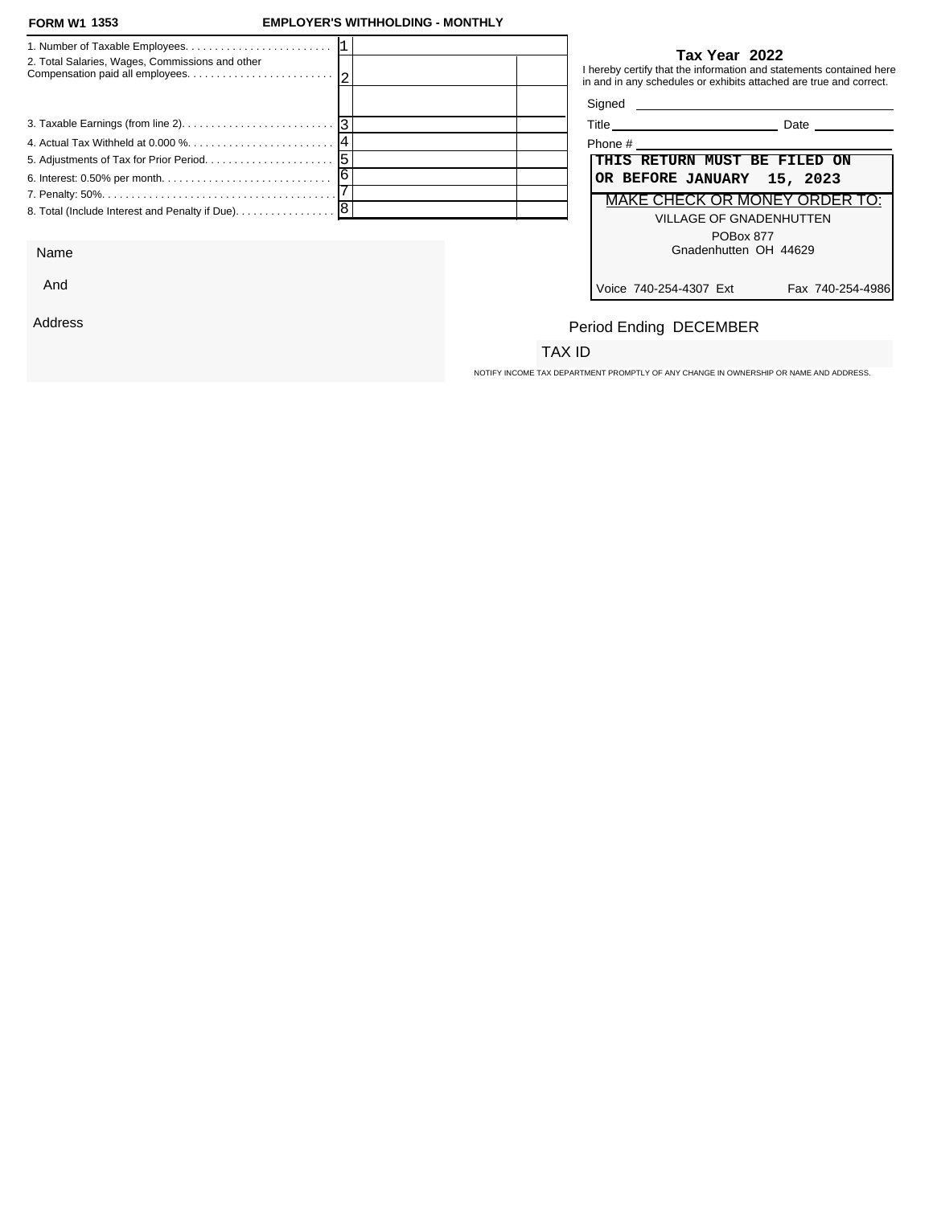**FORM W1 1353** **EMPLOYER'S WITHHOLDING - MONTHLY**

| | | | |
|---|---|---|---|
| 1. Number of Taxable Employees. . . . . . . . . . . . . . . . . . . . . . . . . | 1 | | |
| 2. Total Salaries, Wages, Commissions and other Compensation paid all employees. . . . . . . . . . . . . . . . . . . . . . . . . | 2 | | |
| | | | |
| 3. Taxable Earnings (from line 2). . . . . . . . . . . . . . . . . . . . . . . . . . | 3 | | |
| 4. Actual Tax Withheld at 0.000 %. . . . . . . . . . . . . . . . . . . . . . . . . | 4 | | |
| 5. Adjustments of Tax for Prior Period. . . . . . . . . . . . . . . . . . . . . . | 5 | | |
| 6. Interest: 0.50% per month. . . . . . . . . . . . . . . . . . . . . . . . . . . . | 6 | | |
| 7. Penalty: 50%. . . . . . . . . . . . . . . . . . . . . . . . . . . . . . . . . . . . . . . | 7 | | |
| 8. Total (Include Interest and Penalty if Due). . . . . . . . . . . . . . . . . | 8 | | |

**Tax Year 2022**

I hereby certify that the information and statements contained here in and in any schedules or exhibits attached are true and correct.

Signed ____________________

Title ____________________ Date ____________

Phone # ____________________

**THIS RETURN MUST BE FILED ON OR BEFORE JANUARY 15, 2023**

MAKE CHECK OR MONEY ORDER TO:

VILLAGE OF GNADENHUTTEN

POBox 877

Gnadenhutten OH 44629

Voice 740-254-4307 Ext Fax 740-254-4986

Name

And

Address

Period Ending DECEMBER

TAX ID

NOTIFY INCOME TAX DEPARTMENT PROMPTLY OF ANY CHANGE IN OWNERSHIP OR NAME AND ADDRESS.